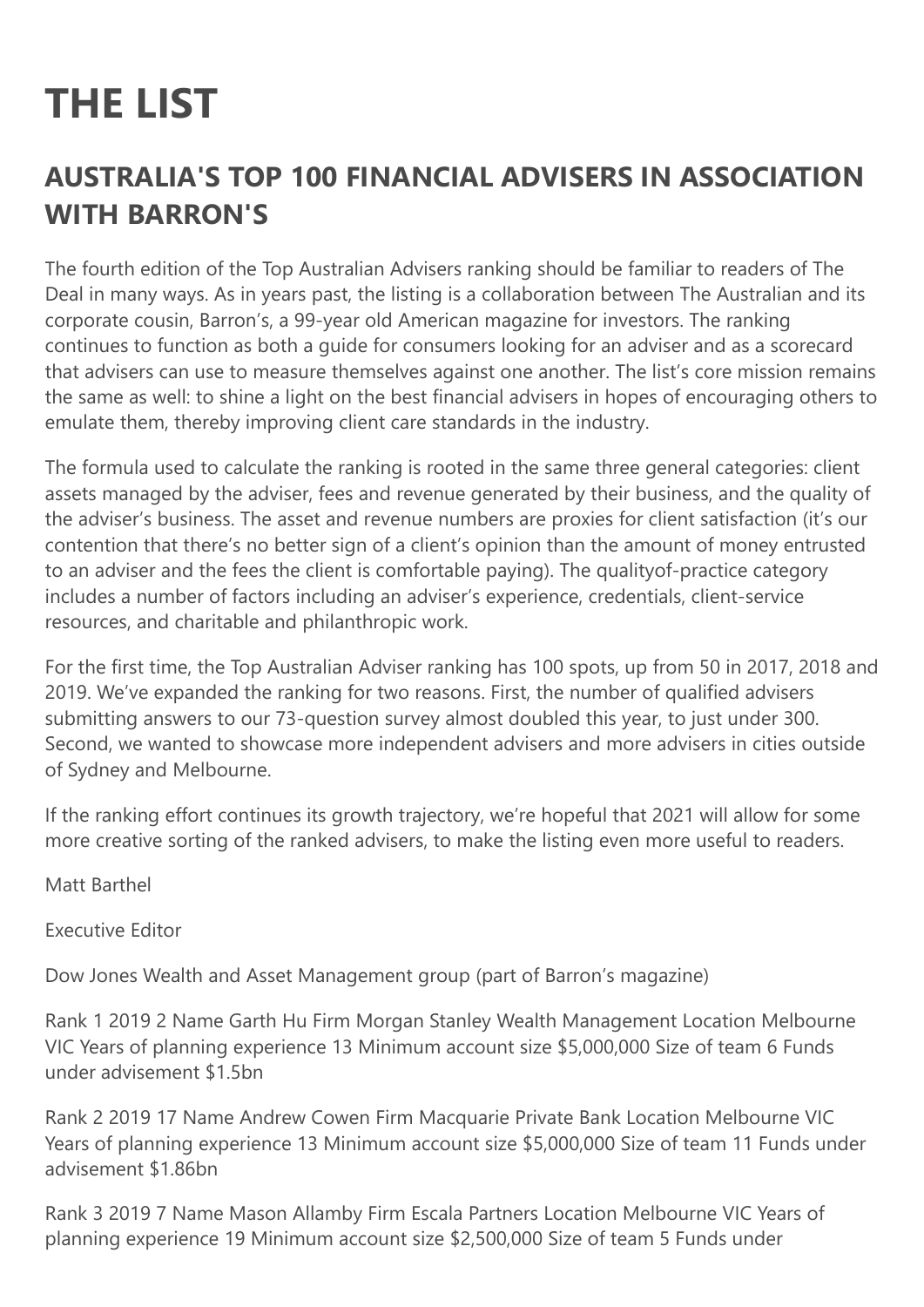# THE LIST

## AUSTRALIA'S TOP 100 FINANCIAL ADVISERS IN ASSOCIATION WITH BARRON'S

The fourth edition of the Top Australian Advisers ranking should be familiar to readers of The Deal in many ways. As in years past, the listing is a collaboration between The Australian and its corporate cousin, Barron's, a 99-year old American magazine for investors. The ranking continues to function as both a guide for consumers looking for an adviser and as a scorecard that advisers can use to measure themselves against one another. The list's core mission remains the same as well: to shine a light on the best financial advisers in hopes of encouraging others to emulate them, thereby improving client care standards in the industry.

The formula used to calculate the ranking is rooted in the same three general categories: client assets managed by the adviser, fees and revenue generated by their business, and the quality of the adviser's business. The asset and revenue numbers are proxies for client satisfaction (it's our contention that there's no better sign of a client's opinion than the amount of money entrusted to an adviser and the fees the client is comfortable paying). The qualityof-practice category includes a number of factors including an adviser's experience, credentials, client-service resources, and charitable and philanthropic work.

For the first time, the Top Australian Adviser ranking has 100 spots, up from 50 in 2017, 2018 and 2019. We've expanded the ranking for two reasons. First, the number of qualified advisers submitting answers to our 73-question survey almost doubled this year, to just under 300. Second, we wanted to showcase more independent advisers and more advisers in cities outside of Sydney and Melbourne.

If the ranking effort continues its growth trajectory, we're hopeful that 2021 will allow for some more creative sorting of the ranked advisers, to make the listing even more useful to readers.

Matt Barthel

Executive Editor

Dow Jones Wealth and Asset Management group (part of Barron's magazine)

Rank 1 2019 2 Name Garth Hu Firm Morgan Stanley Wealth Management Location Melbourne VIC Years of planning experience 13 Minimum account size $5,000,000 Size of team 6 Funds under advisement $1.5bn

Rank 2 2019 17 Name Andrew Cowen Firm Macquarie Private Bank Location Melbourne VIC Years of planning experience 13 Minimum account size $5,000,000 Size of team 11 Funds under advisement $1.86bn

Rank 3 2019 7 Name Mason Allamby Firm Escala Partners Location Melbourne VIC Years of planning experience 19 Minimum account size $2,500,000 Size of team 5 Funds under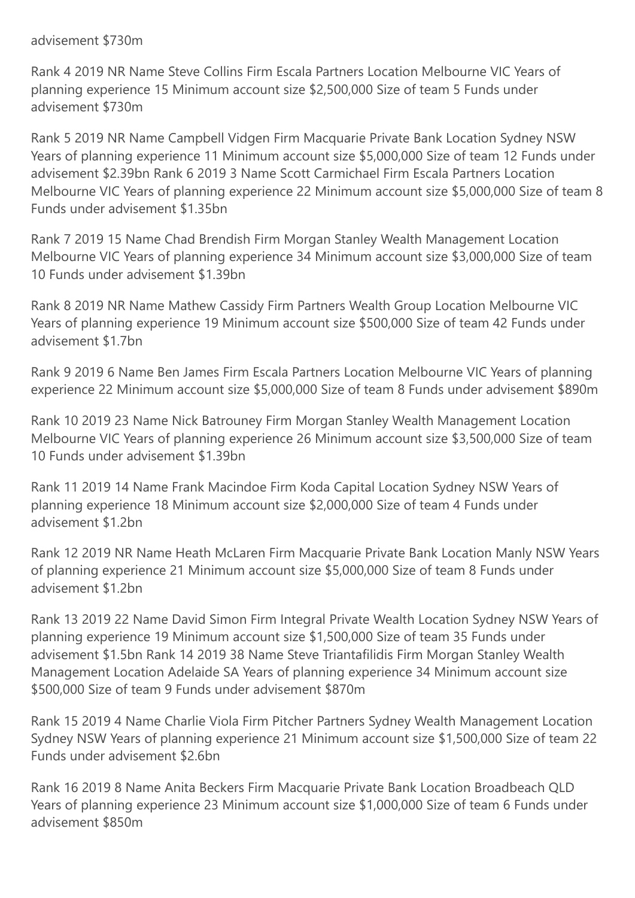advisement $730m

Rank 4 2019 NR Name Steve Collins Firm Escala Partners Location Melbourne VIC Years of planning experience 15 Minimum account size $2,500,000 Size of team 5 Funds under advisement $730m

Rank 5 2019 NR Name Campbell Vidgen Firm Macquarie Private Bank Location Sydney NSW Years of planning experience 11 Minimum account size $5,000,000 Size of team 12 Funds under advisement $2.39bn Rank 6 2019 3 Name Scott Carmichael Firm Escala Partners Location Melbourne VIC Years of planning experience 22 Minimum account size $5,000,000 Size of team 8 Funds under advisement $1.35bn

Rank 7 2019 15 Name Chad Brendish Firm Morgan Stanley Wealth Management Location Melbourne VIC Years of planning experience 34 Minimum account size $3,000,000 Size of team 10 Funds under advisement $1.39bn

Rank 8 2019 NR Name Mathew Cassidy Firm Partners Wealth Group Location Melbourne VIC Years of planning experience 19 Minimum account size $500,000 Size of team 42 Funds under advisement $1.7bn

Rank 9 2019 6 Name Ben James Firm Escala Partners Location Melbourne VIC Years of planning experience 22 Minimum account size $5,000,000 Size of team 8 Funds under advisement $890m

Rank 10 2019 23 Name Nick Batrouney Firm Morgan Stanley Wealth Management Location Melbourne VIC Years of planning experience 26 Minimum account size $3,500,000 Size of team 10 Funds under advisement $1.39bn

Rank 11 2019 14 Name Frank Macindoe Firm Koda Capital Location Sydney NSW Years of planning experience 18 Minimum account size $2,000,000 Size of team 4 Funds under advisement $1.2bn

Rank 12 2019 NR Name Heath McLaren Firm Macquarie Private Bank Location Manly NSW Years of planning experience 21 Minimum account size $5,000,000 Size of team 8 Funds under advisement $1.2bn

Rank 13 2019 22 Name David Simon Firm Integral Private Wealth Location Sydney NSW Years of planning experience 19 Minimum account size $1,500,000 Size of team 35 Funds under advisement $1.5bn Rank 14 2019 38 Name Steve Triantafilidis Firm Morgan Stanley Wealth Management Location Adelaide SA Years of planning experience 34 Minimum account size $500,000 Size of team 9 Funds under advisement $870m

Rank 15 2019 4 Name Charlie Viola Firm Pitcher Partners Sydney Wealth Management Location Sydney NSW Years of planning experience 21 Minimum account size $1,500,000 Size of team 22 Funds under advisement $2.6bn

Rank 16 2019 8 Name Anita Beckers Firm Macquarie Private Bank Location Broadbeach QLD Years of planning experience 23 Minimum account size $1,000,000 Size of team 6 Funds under advisement $850m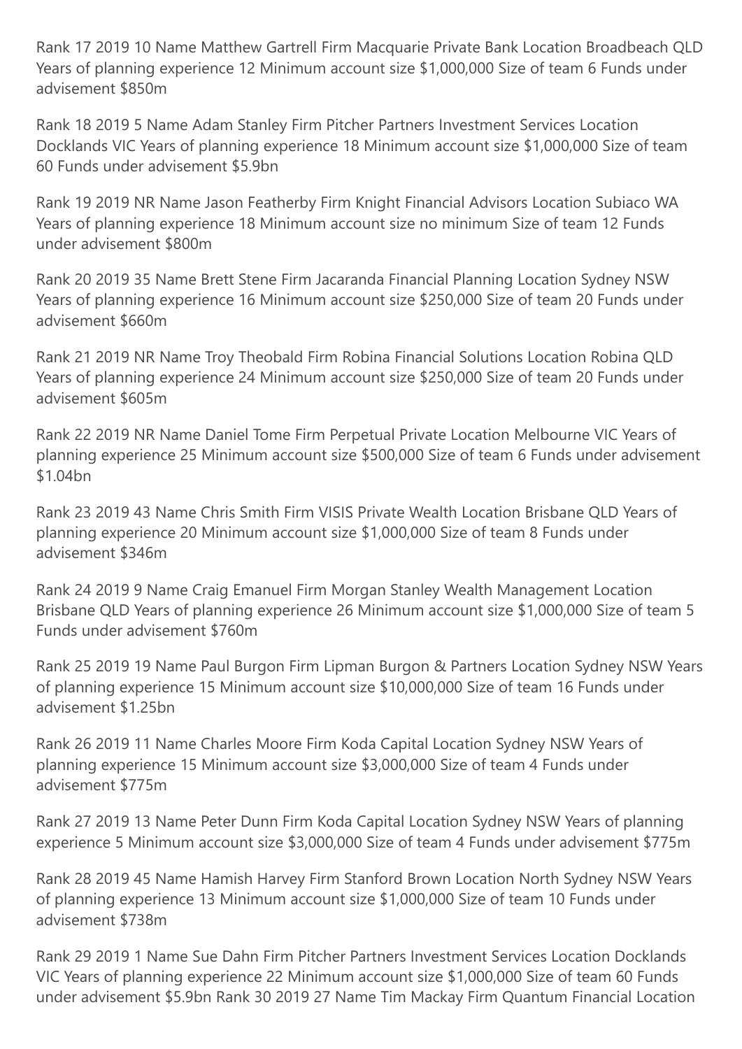Rank 17 2019 10 Name Matthew Gartrell Firm Macquarie Private Bank Location Broadbeach QLD Years of planning experience 12 Minimum account size $1,000,000 Size of team 6 Funds under advisement $850m

Rank 18 2019 5 Name Adam Stanley Firm Pitcher Partners Investment Services Location Docklands VIC Years of planning experience 18 Minimum account size $1,000,000 Size of team 60 Funds under advisement $5.9bn

Rank 19 2019 NR Name Jason Featherby Firm Knight Financial Advisors Location Subiaco WA Years of planning experience 18 Minimum account size no minimum Size of team 12 Funds under advisement $800m

Rank 20 2019 35 Name Brett Stene Firm Jacaranda Financial Planning Location Sydney NSW Years of planning experience 16 Minimum account size $250,000 Size of team 20 Funds under advisement $660m

Rank 21 2019 NR Name Troy Theobald Firm Robina Financial Solutions Location Robina QLD Years of planning experience 24 Minimum account size $250,000 Size of team 20 Funds under advisement $605m

Rank 22 2019 NR Name Daniel Tome Firm Perpetual Private Location Melbourne VIC Years of planning experience 25 Minimum account size $500,000 Size of team 6 Funds under advisement $1.04bn

Rank 23 2019 43 Name Chris Smith Firm VISIS Private Wealth Location Brisbane QLD Years of planning experience 20 Minimum account size $1,000,000 Size of team 8 Funds under advisement $346m

Rank 24 2019 9 Name Craig Emanuel Firm Morgan Stanley Wealth Management Location Brisbane QLD Years of planning experience 26 Minimum account size $1,000,000 Size of team 5 Funds under advisement $760m

Rank 25 2019 19 Name Paul Burgon Firm Lipman Burgon & Partners Location Sydney NSW Years of planning experience 15 Minimum account size $10,000,000 Size of team 16 Funds under advisement $1.25bn

Rank 26 2019 11 Name Charles Moore Firm Koda Capital Location Sydney NSW Years of planning experience 15 Minimum account size $3,000,000 Size of team 4 Funds under advisement $775m

Rank 27 2019 13 Name Peter Dunn Firm Koda Capital Location Sydney NSW Years of planning experience 5 Minimum account size $3,000,000 Size of team 4 Funds under advisement $775m

Rank 28 2019 45 Name Hamish Harvey Firm Stanford Brown Location North Sydney NSW Years of planning experience 13 Minimum account size $1,000,000 Size of team 10 Funds under advisement $738m

Rank 29 2019 1 Name Sue Dahn Firm Pitcher Partners Investment Services Location Docklands VIC Years of planning experience 22 Minimum account size $1,000,000 Size of team 60 Funds under advisement $5.9bn Rank 30 2019 27 Name Tim Mackay Firm Quantum Financial Location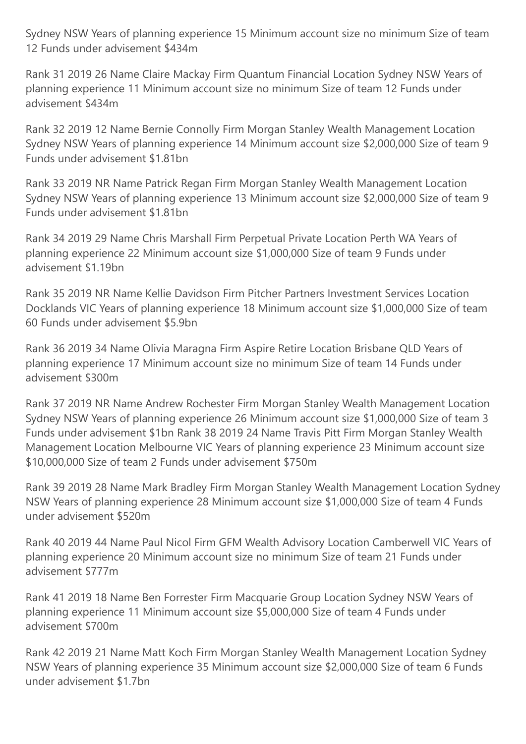Sydney NSW Years of planning experience 15 Minimum account size no minimum Size of team 12 Funds under advisement $434m

Rank 31 2019 26 Name Claire Mackay Firm Quantum Financial Location Sydney NSW Years of planning experience 11 Minimum account size no minimum Size of team 12 Funds under advisement $434m

Rank 32 2019 12 Name Bernie Connolly Firm Morgan Stanley Wealth Management Location Sydney NSW Years of planning experience 14 Minimum account size $2,000,000 Size of team 9 Funds under advisement $1.81bn

Rank 33 2019 NR Name Patrick Regan Firm Morgan Stanley Wealth Management Location Sydney NSW Years of planning experience 13 Minimum account size $2,000,000 Size of team 9 Funds under advisement $1.81bn

Rank 34 2019 29 Name Chris Marshall Firm Perpetual Private Location Perth WA Years of planning experience 22 Minimum account size $1,000,000 Size of team 9 Funds under advisement $1.19bn

Rank 35 2019 NR Name Kellie Davidson Firm Pitcher Partners Investment Services Location Docklands VIC Years of planning experience 18 Minimum account size $1,000,000 Size of team 60 Funds under advisement $5.9bn

Rank 36 2019 34 Name Olivia Maragna Firm Aspire Retire Location Brisbane QLD Years of planning experience 17 Minimum account size no minimum Size of team 14 Funds under advisement $300m

Rank 37 2019 NR Name Andrew Rochester Firm Morgan Stanley Wealth Management Location Sydney NSW Years of planning experience 26 Minimum account size $1,000,000 Size of team 3 Funds under advisement $1bn Rank 38 2019 24 Name Travis Pitt Firm Morgan Stanley Wealth Management Location Melbourne VIC Years of planning experience 23 Minimum account size $10,000,000 Size of team 2 Funds under advisement $750m

Rank 39 2019 28 Name Mark Bradley Firm Morgan Stanley Wealth Management Location Sydney NSW Years of planning experience 28 Minimum account size $1,000,000 Size of team 4 Funds under advisement $520m

Rank 40 2019 44 Name Paul Nicol Firm GFM Wealth Advisory Location Camberwell VIC Years of planning experience 20 Minimum account size no minimum Size of team 21 Funds under advisement $777m

Rank 41 2019 18 Name Ben Forrester Firm Macquarie Group Location Sydney NSW Years of planning experience 11 Minimum account size $5,000,000 Size of team 4 Funds under advisement $700m

Rank 42 2019 21 Name Matt Koch Firm Morgan Stanley Wealth Management Location Sydney NSW Years of planning experience 35 Minimum account size $2,000,000 Size of team 6 Funds under advisement $1.7bn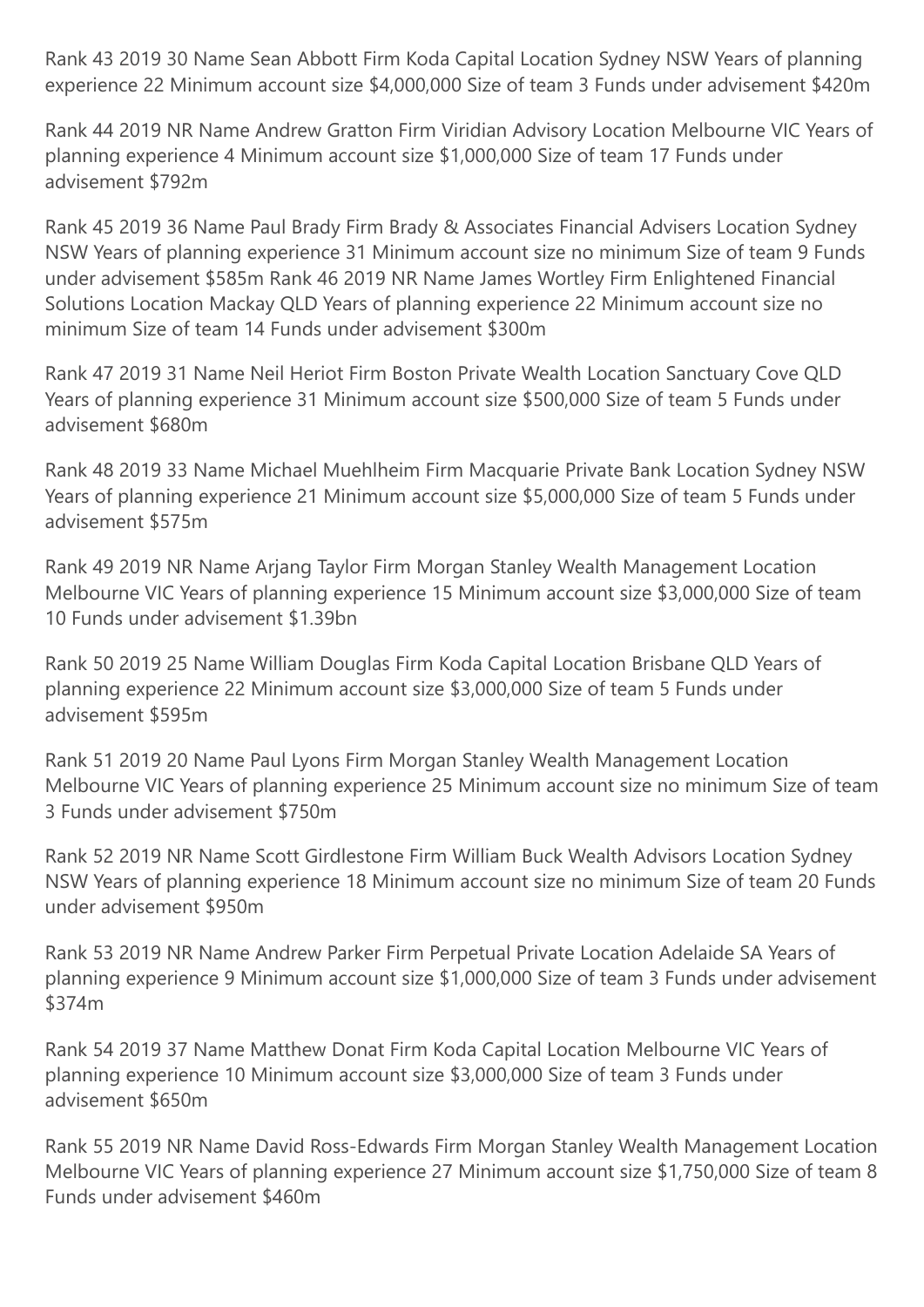Rank 43 2019 30 Name Sean Abbott Firm Koda Capital Location Sydney NSW Years of planning experience 22 Minimum account size $4,000,000 Size of team 3 Funds under advisement $420m

Rank 44 2019 NR Name Andrew Gratton Firm Viridian Advisory Location Melbourne VIC Years of planning experience 4 Minimum account size $1,000,000 Size of team 17 Funds under advisement $792m

Rank 45 2019 36 Name Paul Brady Firm Brady & Associates Financial Advisers Location Sydney NSW Years of planning experience 31 Minimum account size no minimum Size of team 9 Funds under advisement $585m Rank 46 2019 NR Name James Wortley Firm Enlightened Financial Solutions Location Mackay QLD Years of planning experience 22 Minimum account size no minimum Size of team 14 Funds under advisement $300m

Rank 47 2019 31 Name Neil Heriot Firm Boston Private Wealth Location Sanctuary Cove QLD Years of planning experience 31 Minimum account size $500,000 Size of team 5 Funds under advisement $680m

Rank 48 2019 33 Name Michael Muehlheim Firm Macquarie Private Bank Location Sydney NSW Years of planning experience 21 Minimum account size $5,000,000 Size of team 5 Funds under advisement $575m

Rank 49 2019 NR Name Arjang Taylor Firm Morgan Stanley Wealth Management Location Melbourne VIC Years of planning experience 15 Minimum account size $3,000,000 Size of team 10 Funds under advisement $1.39bn

Rank 50 2019 25 Name William Douglas Firm Koda Capital Location Brisbane QLD Years of planning experience 22 Minimum account size $3,000,000 Size of team 5 Funds under advisement $595m

Rank 51 2019 20 Name Paul Lyons Firm Morgan Stanley Wealth Management Location Melbourne VIC Years of planning experience 25 Minimum account size no minimum Size of team 3 Funds under advisement $750m

Rank 52 2019 NR Name Scott Girdlestone Firm William Buck Wealth Advisors Location Sydney NSW Years of planning experience 18 Minimum account size no minimum Size of team 20 Funds under advisement $950m

Rank 53 2019 NR Name Andrew Parker Firm Perpetual Private Location Adelaide SA Years of planning experience 9 Minimum account size $1,000,000 Size of team 3 Funds under advisement $374m

Rank 54 2019 37 Name Matthew Donat Firm Koda Capital Location Melbourne VIC Years of planning experience 10 Minimum account size $3,000,000 Size of team 3 Funds under advisement $650m

Rank 55 2019 NR Name David Ross-Edwards Firm Morgan Stanley Wealth Management Location Melbourne VIC Years of planning experience 27 Minimum account size $1,750,000 Size of team 8 Funds under advisement $460m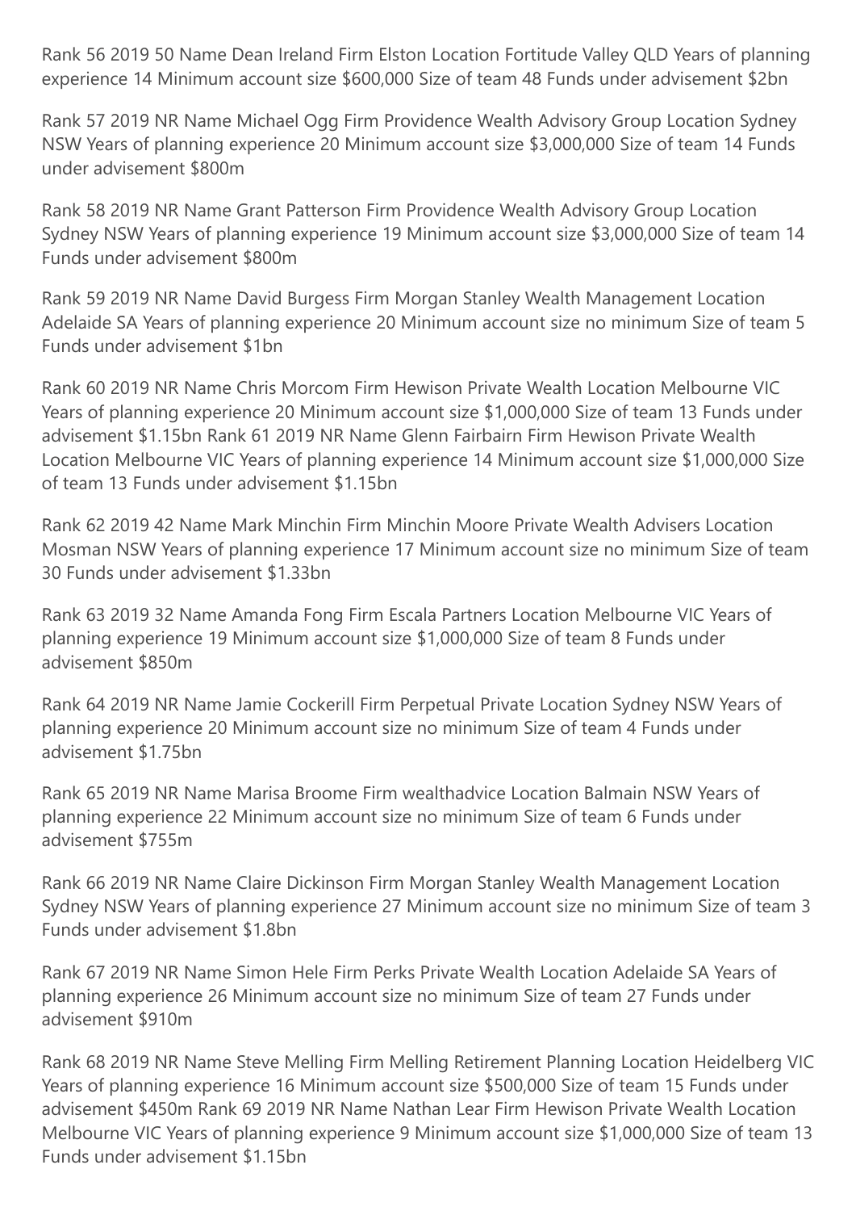Rank 56 2019 50 Name Dean Ireland Firm Elston Location Fortitude Valley QLD Years of planning experience 14 Minimum account size $600,000 Size of team 48 Funds under advisement $2bn

Rank 57 2019 NR Name Michael Ogg Firm Providence Wealth Advisory Group Location Sydney NSW Years of planning experience 20 Minimum account size $3,000,000 Size of team 14 Funds under advisement $800m

Rank 58 2019 NR Name Grant Patterson Firm Providence Wealth Advisory Group Location Sydney NSW Years of planning experience 19 Minimum account size $3,000,000 Size of team 14 Funds under advisement $800m

Rank 59 2019 NR Name David Burgess Firm Morgan Stanley Wealth Management Location Adelaide SA Years of planning experience 20 Minimum account size no minimum Size of team 5 Funds under advisement $1bn

Rank 60 2019 NR Name Chris Morcom Firm Hewison Private Wealth Location Melbourne VIC Years of planning experience 20 Minimum account size $1,000,000 Size of team 13 Funds under advisement $1.15bn Rank 61 2019 NR Name Glenn Fairbairn Firm Hewison Private Wealth Location Melbourne VIC Years of planning experience 14 Minimum account size $1,000,000 Size of team 13 Funds under advisement $1.15bn

Rank 62 2019 42 Name Mark Minchin Firm Minchin Moore Private Wealth Advisers Location Mosman NSW Years of planning experience 17 Minimum account size no minimum Size of team 30 Funds under advisement $1.33bn

Rank 63 2019 32 Name Amanda Fong Firm Escala Partners Location Melbourne VIC Years of planning experience 19 Minimum account size $1,000,000 Size of team 8 Funds under advisement $850m

Rank 64 2019 NR Name Jamie Cockerill Firm Perpetual Private Location Sydney NSW Years of planning experience 20 Minimum account size no minimum Size of team 4 Funds under advisement $1.75bn

Rank 65 2019 NR Name Marisa Broome Firm wealthadvice Location Balmain NSW Years of planning experience 22 Minimum account size no minimum Size of team 6 Funds under advisement $755m

Rank 66 2019 NR Name Claire Dickinson Firm Morgan Stanley Wealth Management Location Sydney NSW Years of planning experience 27 Minimum account size no minimum Size of team 3 Funds under advisement $1.8bn

Rank 67 2019 NR Name Simon Hele Firm Perks Private Wealth Location Adelaide SA Years of planning experience 26 Minimum account size no minimum Size of team 27 Funds under advisement $910m

Rank 68 2019 NR Name Steve Melling Firm Melling Retirement Planning Location Heidelberg VIC Years of planning experience 16 Minimum account size $500,000 Size of team 15 Funds under advisement $450m Rank 69 2019 NR Name Nathan Lear Firm Hewison Private Wealth Location Melbourne VIC Years of planning experience 9 Minimum account size $1,000,000 Size of team 13 Funds under advisement $1.15bn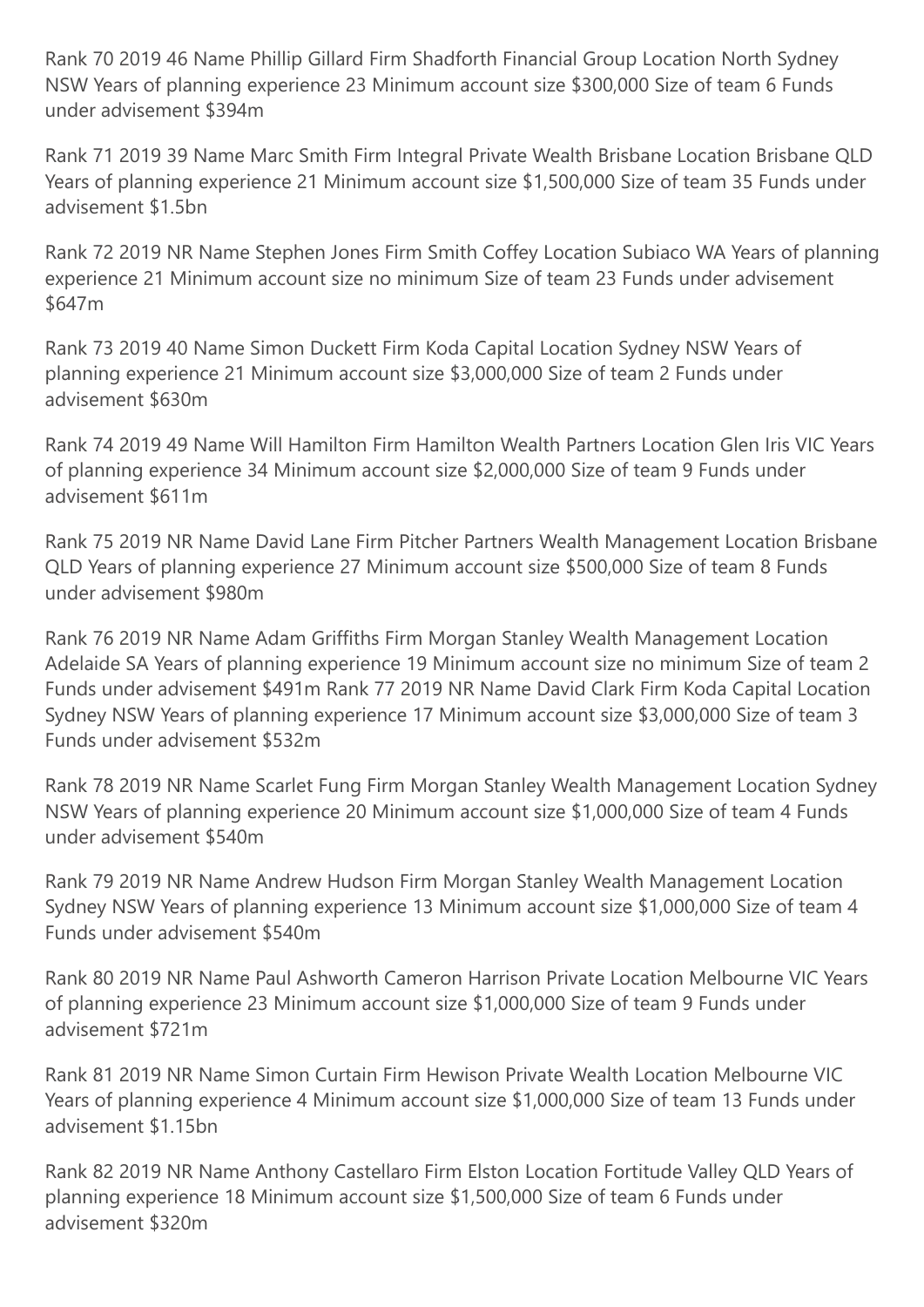Rank 70 2019 46 Name Phillip Gillard Firm Shadforth Financial Group Location North Sydney NSW Years of planning experience 23 Minimum account size $300,000 Size of team 6 Funds under advisement $394m

Rank 71 2019 39 Name Marc Smith Firm Integral Private Wealth Brisbane Location Brisbane QLD Years of planning experience 21 Minimum account size $1,500,000 Size of team 35 Funds under advisement $1.5bn

Rank 72 2019 NR Name Stephen Jones Firm Smith Coffey Location Subiaco WA Years of planning experience 21 Minimum account size no minimum Size of team 23 Funds under advisement $647m

Rank 73 2019 40 Name Simon Duckett Firm Koda Capital Location Sydney NSW Years of planning experience 21 Minimum account size $3,000,000 Size of team 2 Funds under advisement $630m

Rank 74 2019 49 Name Will Hamilton Firm Hamilton Wealth Partners Location Glen Iris VIC Years of planning experience 34 Minimum account size $2,000,000 Size of team 9 Funds under advisement $611m

Rank 75 2019 NR Name David Lane Firm Pitcher Partners Wealth Management Location Brisbane QLD Years of planning experience 27 Minimum account size $500,000 Size of team 8 Funds under advisement $980m

Rank 76 2019 NR Name Adam Griffiths Firm Morgan Stanley Wealth Management Location Adelaide SA Years of planning experience 19 Minimum account size no minimum Size of team 2 Funds under advisement $491m Rank 77 2019 NR Name David Clark Firm Koda Capital Location Sydney NSW Years of planning experience 17 Minimum account size $3,000,000 Size of team 3 Funds under advisement $532m

Rank 78 2019 NR Name Scarlet Fung Firm Morgan Stanley Wealth Management Location Sydney NSW Years of planning experience 20 Minimum account size $1,000,000 Size of team 4 Funds under advisement $540m

Rank 79 2019 NR Name Andrew Hudson Firm Morgan Stanley Wealth Management Location Sydney NSW Years of planning experience 13 Minimum account size $1,000,000 Size of team 4 Funds under advisement $540m

Rank 80 2019 NR Name Paul Ashworth Cameron Harrison Private Location Melbourne VIC Years of planning experience 23 Minimum account size $1,000,000 Size of team 9 Funds under advisement $721m

Rank 81 2019 NR Name Simon Curtain Firm Hewison Private Wealth Location Melbourne VIC Years of planning experience 4 Minimum account size $1,000,000 Size of team 13 Funds under advisement $1.15bn

Rank 82 2019 NR Name Anthony Castellaro Firm Elston Location Fortitude Valley QLD Years of planning experience 18 Minimum account size $1,500,000 Size of team 6 Funds under advisement $320m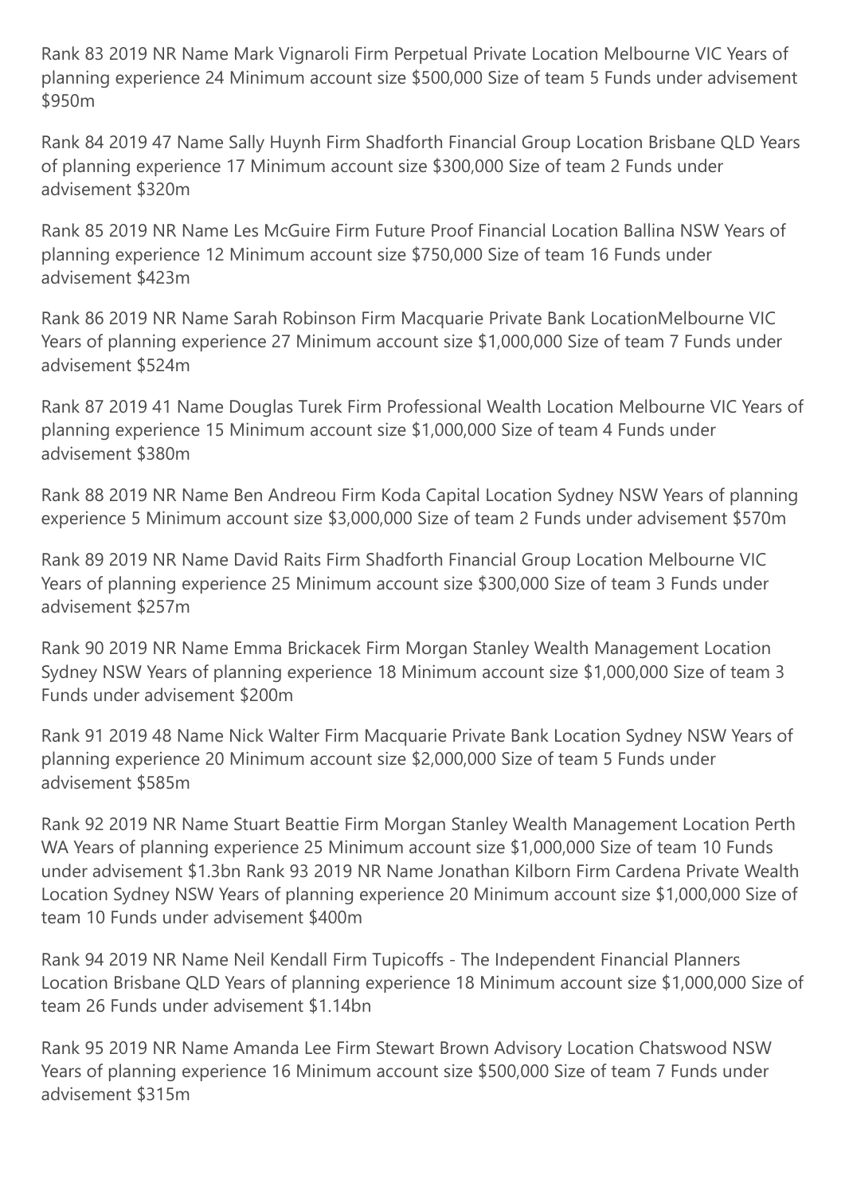Rank 83 2019 NR Name Mark Vignaroli Firm Perpetual Private Location Melbourne VIC Years of planning experience 24 Minimum account size $500,000 Size of team 5 Funds under advisement $950m

Rank 84 2019 47 Name Sally Huynh Firm Shadforth Financial Group Location Brisbane QLD Years of planning experience 17 Minimum account size $300,000 Size of team 2 Funds under advisement $320m

Rank 85 2019 NR Name Les McGuire Firm Future Proof Financial Location Ballina NSW Years of planning experience 12 Minimum account size $750,000 Size of team 16 Funds under advisement $423m

Rank 86 2019 NR Name Sarah Robinson Firm Macquarie Private Bank LocationMelbourne VIC Years of planning experience 27 Minimum account size $1,000,000 Size of team 7 Funds under advisement $524m

Rank 87 2019 41 Name Douglas Turek Firm Professional Wealth Location Melbourne VIC Years of planning experience 15 Minimum account size $1,000,000 Size of team 4 Funds under advisement $380m

Rank 88 2019 NR Name Ben Andreou Firm Koda Capital Location Sydney NSW Years of planning experience 5 Minimum account size $3,000,000 Size of team 2 Funds under advisement $570m

Rank 89 2019 NR Name David Raits Firm Shadforth Financial Group Location Melbourne VIC Years of planning experience 25 Minimum account size $300,000 Size of team 3 Funds under advisement $257m

Rank 90 2019 NR Name Emma Brickacek Firm Morgan Stanley Wealth Management Location Sydney NSW Years of planning experience 18 Minimum account size $1,000,000 Size of team 3 Funds under advisement $200m

Rank 91 2019 48 Name Nick Walter Firm Macquarie Private Bank Location Sydney NSW Years of planning experience 20 Minimum account size $2,000,000 Size of team 5 Funds under advisement $585m

Rank 92 2019 NR Name Stuart Beattie Firm Morgan Stanley Wealth Management Location Perth WA Years of planning experience 25 Minimum account size $1,000,000 Size of team 10 Funds under advisement $1.3bn Rank 93 2019 NR Name Jonathan Kilborn Firm Cardena Private Wealth Location Sydney NSW Years of planning experience 20 Minimum account size $1,000,000 Size of team 10 Funds under advisement $400m

Rank 94 2019 NR Name Neil Kendall Firm Tupicoffs - The Independent Financial Planners Location Brisbane QLD Years of planning experience 18 Minimum account size $1,000,000 Size of team 26 Funds under advisement $1.14bn

Rank 95 2019 NR Name Amanda Lee Firm Stewart Brown Advisory Location Chatswood NSW Years of planning experience 16 Minimum account size $500,000 Size of team 7 Funds under advisement $315m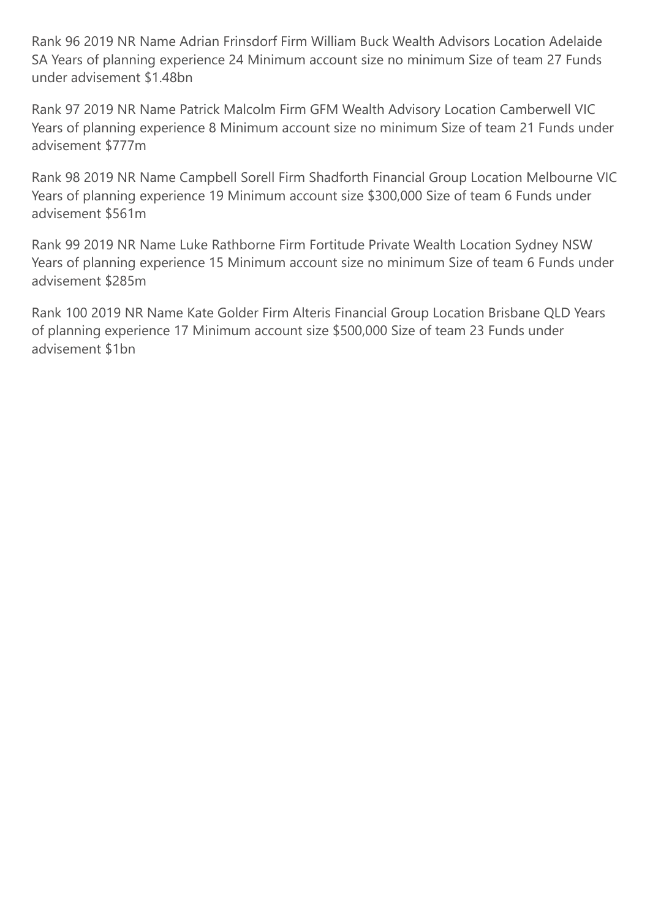Rank 96 2019 NR Name Adrian Frinsdorf Firm William Buck Wealth Advisors Location Adelaide SA Years of planning experience 24 Minimum account size no minimum Size of team 27 Funds under advisement $1.48bn

Rank 97 2019 NR Name Patrick Malcolm Firm GFM Wealth Advisory Location Camberwell VIC Years of planning experience 8 Minimum account size no minimum Size of team 21 Funds under advisement $777m

Rank 98 2019 NR Name Campbell Sorell Firm Shadforth Financial Group Location Melbourne VIC Years of planning experience 19 Minimum account size $300,000 Size of team 6 Funds under advisement $561m

Rank 99 2019 NR Name Luke Rathborne Firm Fortitude Private Wealth Location Sydney NSW Years of planning experience 15 Minimum account size no minimum Size of team 6 Funds under advisement $285m

Rank 100 2019 NR Name Kate Golder Firm Alteris Financial Group Location Brisbane QLD Years of planning experience 17 Minimum account size $500,000 Size of team 23 Funds under advisement $1bn